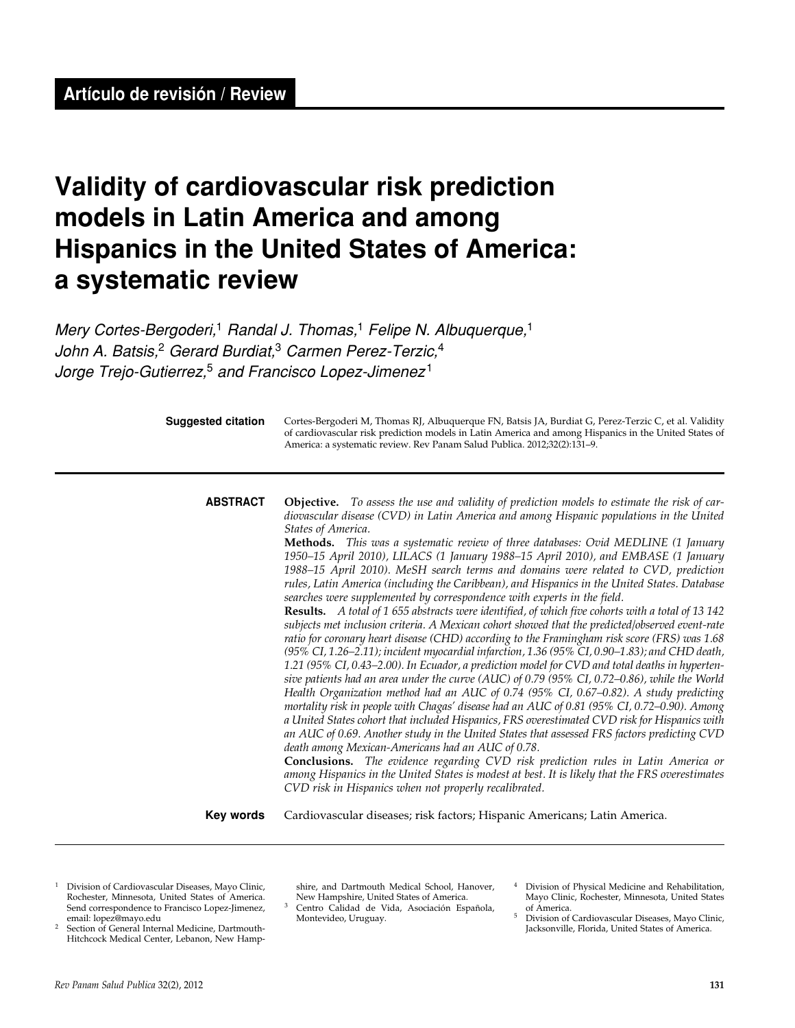**Artículo de revisión / Review**

# Validity of cardiovascular risk prediction models in Latin America and among Hispanics in the United States of America: a systematic review

*Mery Cortes-Bergoderi,[1] Randal J. Thomas,[1] Felipe N. Albuquerque,[1] John A. Batsis,[2] Gerard Burdiat,[3] Carmen Perez-Terzic,[4] Jorge Trejo-Gutierrez,[5] and Francisco Lopez-Jimenez[1]*

**Suggested citation** Cortes-Bergoderi M, Thomas RJ, Albuquerque FN, Batsis JA, Burdiat G, Perez-Terzic C, et al. Validity of cardiovascular risk prediction models in Latin America and among Hispanics in the United States of America: a systematic review. Rev Panam Salud Publica. 2012;32(2):131–9.

**ABSTRACT**

**Objective.** *To assess the use and validity of prediction models to estimate the risk of cardiovascular disease (CVD) in Latin America and among Hispanic populations in the United States of America.*

**Methods.** *This was a systematic review of three databases: Ovid MEDLINE (1 January 1950–15 April 2010), LILACS (1 January 1988–15 April 2010), and EMBASE (1 January 1988–15 April 2010). MeSH search terms and domains were related to CVD, prediction rules, Latin America (including the Caribbean), and Hispanics in the United States. Database searches were supplemented by correspondence with experts in the field.*

**Results.** *A total of 1 655 abstracts were identified, of which five cohorts with a total of 13 142 subjects met inclusion criteria. A Mexican cohort showed that the predicted/observed event-rate ratio for coronary heart disease (CHD) according to the Framingham risk score (FRS) was 1.68 (95% CI, 1.26–2.11); incident myocardial infarction, 1.36 (95% CI, 0.90–1.83); and CHD death, 1.21 (95% CI, 0.43–2.00). In Ecuador, a prediction model for CVD and total deaths in hypertensive patients had an area under the curve (AUC) of 0.79 (95% CI, 0.72–0.86), while the World Health Organization method had an AUC of 0.74 (95% CI, 0.67–0.82). A study predicting mortality risk in people with Chagas' disease had an AUC of 0.81 (95% CI, 0.72–0.90). Among a United States cohort that included Hispanics, FRS overestimated CVD risk for Hispanics with an AUC of 0.69. Another study in the United States that assessed FRS factors predicting CVD death among Mexican-Americans had an AUC of 0.78.*

**Conclusions.** *The evidence regarding CVD risk prediction rules in Latin America or among Hispanics in the United States is modest at best. It is likely that the FRS overestimates CVD risk in Hispanics when not properly recalibrated.*

**Key words** Cardiovascular diseases; risk factors; Hispanic Americans; Latin America.

---

[1] Division of Cardiovascular Diseases, Mayo Clinic, Rochester, Minnesota, United States of America. Send correspondence to Francisco Lopez-Jimenez, email: lopez@mayo.edu

[2] Section of General Internal Medicine, Dartmouth-Hitchcock Medical Center, Lebanon, New Hampshire, and Dartmouth Medical School, Hanover, New Hampshire, United States of America.

[3] Centro Calidad de Vida, Asociación Española, Montevideo, Uruguay.

[4] Division of Physical Medicine and Rehabilitation, Mayo Clinic, Rochester, Minnesota, United States of America.

[5] Division of Cardiovascular Diseases, Mayo Clinic, Jacksonville, Florida, United States of America.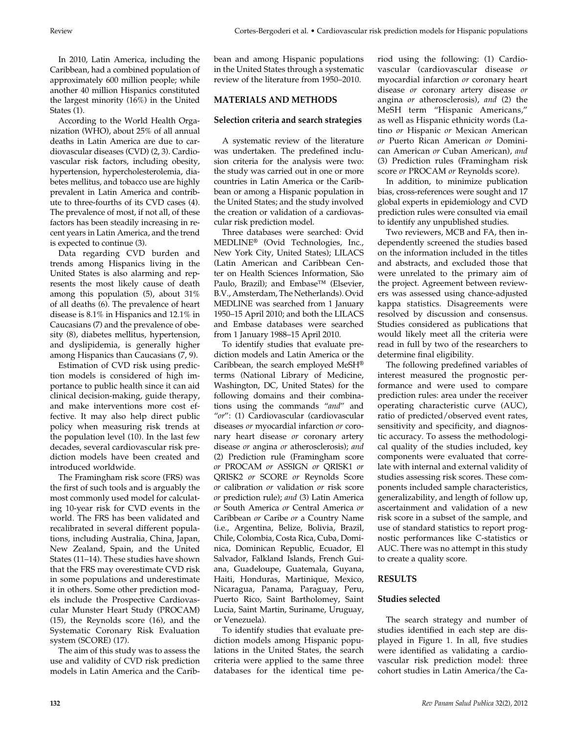In 2010, Latin America, including the Caribbean, had a combined population of approximately 600 million people; while another 40 million Hispanics constituted the largest minority (16%) in the United States (1).

According to the World Health Organization (WHO), about 25% of all annual deaths in Latin America are due to cardiovascular diseases (CVD) (2, 3). Cardiovascular risk factors, including obesity, hypertension, hypercholesterolemia, diabetes mellitus, and tobacco use are highly prevalent in Latin America and contribute to three-fourths of its CVD cases (4). The prevalence of most, if not all, of these factors has been steadily increasing in recent years in Latin America, and the trend is expected to continue (3).

Data regarding CVD burden and trends among Hispanics living in the United States is also alarming and represents the most likely cause of death among this population (5), about 31% of all deaths (6). The prevalence of heart disease is 8.1% in Hispanics and 12.1% in Caucasians (7) and the prevalence of obesity (8), diabetes mellitus, hypertension, and dyslipidemia, is generally higher among Hispanics than Caucasians (7, 9).

Estimation of CVD risk using prediction models is considered of high importance to public health since it can aid clinical decision-making, guide therapy, and make interventions more cost effective. It may also help direct public policy when measuring risk trends at the population level (10). In the last few decades, several cardiovascular risk prediction models have been created and introduced worldwide.

The Framingham risk score (FRS) was the first of such tools and is arguably the most commonly used model for calculating 10-year risk for CVD events in the world. The FRS has been validated and recalibrated in several different populations, including Australia, China, Japan, New Zealand, Spain, and the United States (11–14). These studies have shown that the FRS may overestimate CVD risk in some populations and underestimate it in others. Some other prediction models include the Prospective Cardiovascular Munster Heart Study (PROCAM) (15), the Reynolds score (16), and the Systematic Coronary Risk Evaluation system (SCORE) (17).

The aim of this study was to assess the use and validity of CVD risk prediction models in Latin America and the Caribbean and among Hispanic populations in the United States through a systematic review of the literature from 1950–2010.

## MATERIALS AND METHODS

### Selection criteria and search strategies

A systematic review of the literature was undertaken. The predefined inclusion criteria for the analysis were two: the study was carried out in one or more countries in Latin America or the Caribbean or among a Hispanic population in the United States; and the study involved the creation or validation of a cardiovascular risk prediction model.

Three databases were searched: Ovid MEDLINE® (Ovid Technologies, Inc., New York City, United States); LILACS (Latin American and Caribbean Center on Health Sciences Information, São Paulo, Brazil); and Embase™ (Elsevier, B.V., Amsterdam, The Netherlands). Ovid MEDLINE was searched from 1 January 1950–15 April 2010; and both the LILACS and Embase databases were searched from 1 January 1988–15 April 2010.

To identify studies that evaluate prediction models and Latin America or the Caribbean, the search employed MeSH® terms (National Library of Medicine, Washington, DC, United States) for the following domains and their combinations using the commands "*and*" and "*or*": (1) Cardiovascular (cardiovascular diseases *or* myocardial infarction *or* coronary heart disease *or* coronary artery disease *or* angina *or* atherosclerosis); *and* (2) Prediction rule (Framingham score *or* PROCAM *or* ASSIGN *or* QRISK1 *or* QRISK2 *or* SCORE *or* Reynolds Score *or* calibration *or* validation *or* risk score *or* prediction rule); *and* (3) Latin America *or* South America *or* Central America *or* Caribbean *or* Caribe *or* a Country Name (i.e., Argentina, Belize, Bolivia, Brazil, Chile, Colombia, Costa Rica, Cuba, Dominica, Dominican Republic, Ecuador, El Salvador, Falkland Islands, French Guiana, Guadeloupe, Guatemala, Guyana, Haiti, Honduras, Martinique, Mexico, Nicaragua, Panama, Paraguay, Peru, Puerto Rico, Saint Bartholomey, Saint Lucia, Saint Martin, Suriname, Uruguay, or Venezuela).

To identify studies that evaluate prediction models among Hispanic populations in the United States, the search criteria were applied to the same three databases for the identical time period using the following: (1) Cardiovascular (cardiovascular disease *or* myocardial infarction *or* coronary heart disease *or* coronary artery disease *or* angina *or* atherosclerosis), *and* (2) the MeSH term "Hispanic Americans," as well as Hispanic ethnicity words (Latino *or* Hispanic *or* Mexican American *or* Puerto Rican American *or* Dominican American *or* Cuban American), *and* (3) Prediction rules (Framingham risk score *or* PROCAM *or* Reynolds score).

In addition, to minimize publication bias, cross-references were sought and 17 global experts in epidemiology and CVD prediction rules were consulted via email to identify any unpublished studies.

Two reviewers, MCB and FA, then independently screened the studies based on the information included in the titles and abstracts, and excluded those that were unrelated to the primary aim of the project. Agreement between reviewers was assessed using chance-adjusted kappa statistics. Disagreements were resolved by discussion and consensus. Studies considered as publications that would likely meet all the criteria were read in full by two of the researchers to determine final eligibility.

The following predefined variables of interest measured the prognostic performance and were used to compare prediction rules: area under the receiver operating characteristic curve (AUC), ratio of predicted/observed event rates, sensitivity and specificity, and diagnostic accuracy. To assess the methodological quality of the studies included, key components were evaluated that correlate with internal and external validity of studies assessing risk scores. These components included sample characteristics, generalizability, and length of follow up, ascertainment and validation of a new risk score in a subset of the sample, and use of standard statistics to report prognostic performances like C-statistics or AUC. There was no attempt in this study to create a quality score.

## RESULTS

### Studies selected

The search strategy and number of studies identified in each step are displayed in Figure 1. In all, five studies were identified as validating a cardiovascular risk prediction model: three cohort studies in Latin America/the Ca-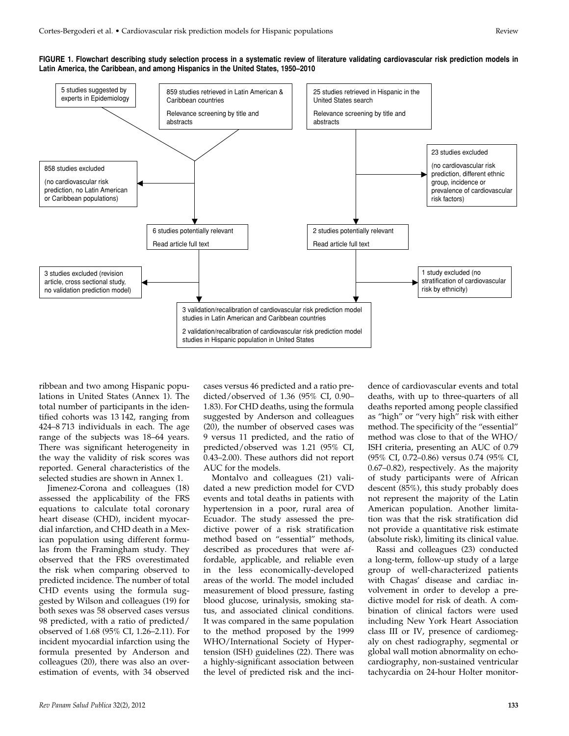**FIGURE 1. Flowchart describing study selection process in a systematic review of literature validating cardiovascular risk prediction models in Latin America, the Caribbean, and among Hispanics in the United States, 1950–2010**

5 studies suggested by experts in Epidemiology

859 studies retrieved in Latin American & Caribbean countries

Relevance screening by title and abstracts

25 studies retrieved in Hispanic in the United States search

Relevance screening by title and abstracts

858 studies excluded

(no cardiovascular risk prediction, no Latin American or Caribbean populations)

23 studies excluded

(no cardiovascular risk prediction, different ethnic group, incidence or prevalence of cardiovascular risk factors)

6 studies potentially relevant

Read article full text

2 studies potentially relevant

Read article full text

3 studies excluded (revision article, cross sectional study, no validation prediction model)

1 study excluded (no stratification of cardiovascular risk by ethnicity)

3 validation/recalibration of cardiovascular risk prediction model studies in Latin American and Caribbean countries

2 validation/recalibration of cardiovascular risk prediction model studies in Hispanic population in United States

ribbean and two among Hispanic populations in United States (Annex 1). The total number of participants in the identified cohorts was 13 142, ranging from 424–8 713 individuals in each. The age range of the subjects was 18–64 years. There was significant heterogeneity in the way the validity of risk scores was reported. General characteristics of the selected studies are shown in Annex 1.

Jimenez-Corona and colleagues (18) assessed the applicability of the FRS equations to calculate total coronary heart disease (CHD), incident myocardial infarction, and CHD death in a Mexican population using different formulas from the Framingham study. They observed that the FRS overestimated the risk when comparing observed to predicted incidence. The number of total CHD events using the formula suggested by Wilson and colleagues (19) for both sexes was 58 observed cases versus 98 predicted, with a ratio of predicted/observed of 1.68 (95% CI, 1.26–2.11). For incident myocardial infarction using the formula presented by Anderson and colleagues (20), there was also an overestimation of events, with 34 observed cases versus 46 predicted and a ratio predicted/observed of 1.36 (95% CI, 0.90–1.83). For CHD deaths, using the formula suggested by Anderson and colleagues (20), the number of observed cases was 9 versus 11 predicted, and the ratio of predicted/observed was 1.21 (95% CI, 0.43–2.00). These authors did not report AUC for the models.

Montalvo and colleagues (21) validated a new prediction model for CVD events and total deaths in patients with hypertension in a poor, rural area of Ecuador. The study assessed the predictive power of a risk stratification method based on "essential" methods, described as procedures that were affordable, applicable, and reliable even in the less economically-developed areas of the world. The model included measurement of blood pressure, fasting blood glucose, urinalysis, smoking status, and associated clinical conditions. It was compared in the same population to the method proposed by the 1999 WHO/International Society of Hypertension (ISH) guidelines (22). There was a highly-significant association between the level of predicted risk and the incidence of cardiovascular events and total deaths, with up to three-quarters of all deaths reported among people classified as "high" or "very high" risk with either method. The specificity of the "essential" method was close to that of the WHO/ISH criteria, presenting an AUC of 0.79 (95% CI, 0.72–0.86) versus 0.74 (95% CI, 0.67–0.82), respectively. As the majority of study participants were of African descent (85%), this study probably does not represent the majority of the Latin American population. Another limitation was that the risk stratification did not provide a quantitative risk estimate (absolute risk), limiting its clinical value.

Rassi and colleagues (23) conducted a long-term, follow-up study of a large group of well-characterized patients with Chagas' disease and cardiac involvement in order to develop a predictive model for risk of death. A combination of clinical factors were used including New York Heart Association class III or IV, presence of cardiomegaly on chest radiography, segmental or global wall motion abnormality on echocardiography, non-sustained ventricular tachycardia on 24-hour Holter monitor-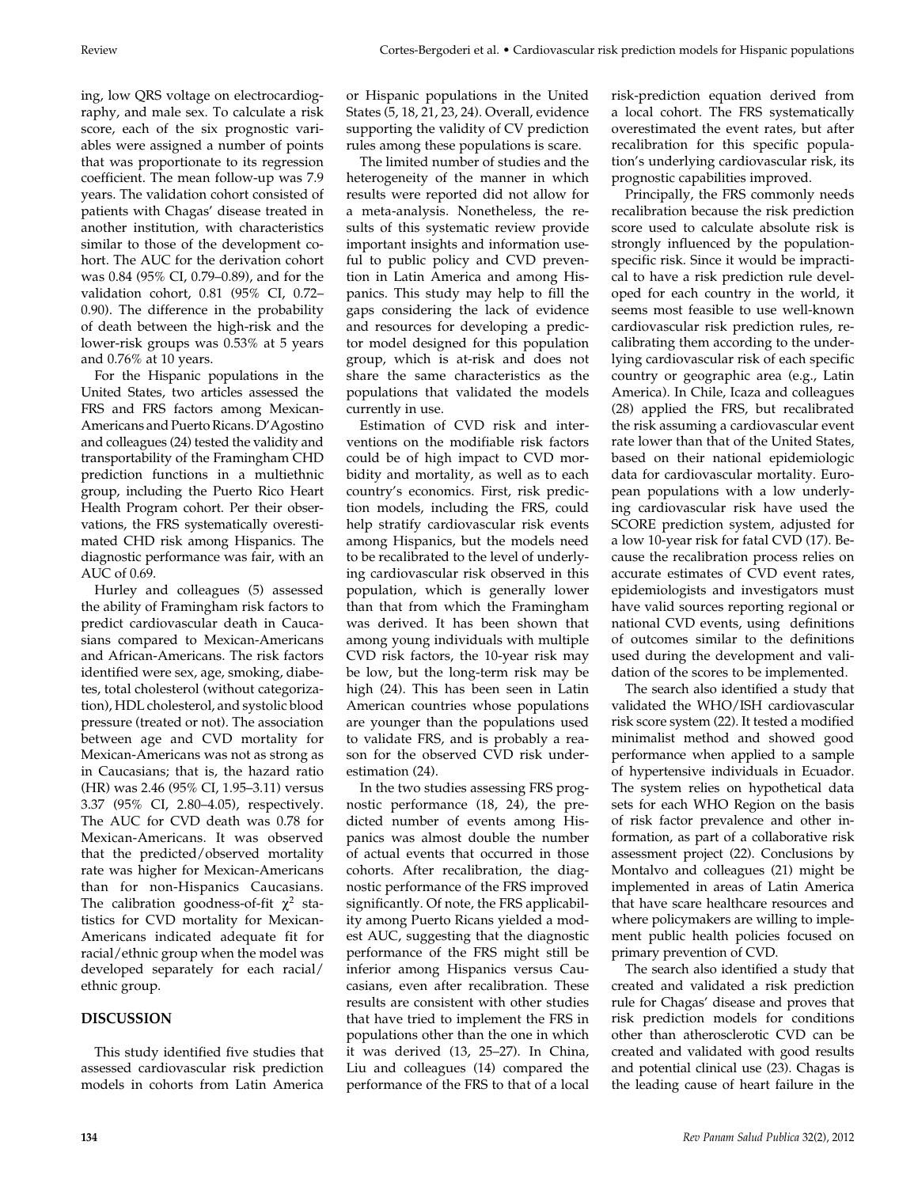ing, low QRS voltage on electrocardiography, and male sex. To calculate a risk score, each of the six prognostic variables were assigned a number of points that was proportionate to its regression coefficient. The mean follow-up was 7.9 years. The validation cohort consisted of patients with Chagas' disease treated in another institution, with characteristics similar to those of the development cohort. The AUC for the derivation cohort was 0.84 (95% CI, 0.79–0.89), and for the validation cohort, 0.81 (95% CI, 0.72–0.90). The difference in the probability of death between the high-risk and the lower-risk groups was 0.53% at 5 years and 0.76% at 10 years.

For the Hispanic populations in the United States, two articles assessed the FRS and FRS factors among Mexican-Americans and Puerto Ricans. D'Agostino and colleagues (24) tested the validity and transportability of the Framingham CHD prediction functions in a multiethnic group, including the Puerto Rico Heart Health Program cohort. Per their observations, the FRS systematically overestimated CHD risk among Hispanics. The diagnostic performance was fair, with an AUC of 0.69.

Hurley and colleagues (5) assessed the ability of Framingham risk factors to predict cardiovascular death in Caucasians compared to Mexican-Americans and African-Americans. The risk factors identified were sex, age, smoking, diabetes, total cholesterol (without categorization), HDL cholesterol, and systolic blood pressure (treated or not). The association between age and CVD mortality for Mexican-Americans was not as strong as in Caucasians; that is, the hazard ratio (HR) was 2.46 (95% CI, 1.95–3.11) versus 3.37 (95% CI, 2.80–4.05), respectively. The AUC for CVD death was 0.78 for Mexican-Americans. It was observed that the predicted/observed mortality rate was higher for Mexican-Americans than for non-Hispanics Caucasians. The calibration goodness-of-fit $\chi^2$ statistics for CVD mortality for Mexican-Americans indicated adequate fit for racial/ethnic group when the model was developed separately for each racial/ethnic group.

## DISCUSSION

This study identified five studies that assessed cardiovascular risk prediction models in cohorts from Latin America or Hispanic populations in the United States (5, 18, 21, 23, 24). Overall, evidence supporting the validity of CV prediction rules among these populations is scare.

The limited number of studies and the heterogeneity of the manner in which results were reported did not allow for a meta-analysis. Nonetheless, the results of this systematic review provide important insights and information useful to public policy and CVD prevention in Latin America and among Hispanics. This study may help to fill the gaps considering the lack of evidence and resources for developing a predictor model designed for this population group, which is at-risk and does not share the same characteristics as the populations that validated the models currently in use.

Estimation of CVD risk and interventions on the modifiable risk factors could be of high impact to CVD morbidity and mortality, as well as to each country's economics. First, risk prediction models, including the FRS, could help stratify cardiovascular risk events among Hispanics, but the models need to be recalibrated to the level of underlying cardiovascular risk observed in this population, which is generally lower than that from which the Framingham was derived. It has been shown that among young individuals with multiple CVD risk factors, the 10-year risk may be low, but the long-term risk may be high (24). This has been seen in Latin American countries whose populations are younger than the populations used to validate FRS, and is probably a reason for the observed CVD risk underestimation (24).

In the two studies assessing FRS prognostic performance (18, 24), the predicted number of events among Hispanics was almost double the number of actual events that occurred in those cohorts. After recalibration, the diagnostic performance of the FRS improved significantly. Of note, the FRS applicability among Puerto Ricans yielded a modest AUC, suggesting that the diagnostic performance of the FRS might still be inferior among Hispanics versus Caucasians, even after recalibration. These results are consistent with other studies that have tried to implement the FRS in populations other than the one in which it was derived (13, 25–27). In China, Liu and colleagues (14) compared the performance of the FRS to that of a local risk-prediction equation derived from a local cohort. The FRS systematically overestimated the event rates, but after recalibration for this specific population's underlying cardiovascular risk, its prognostic capabilities improved.

Principally, the FRS commonly needs recalibration because the risk prediction score used to calculate absolute risk is strongly influenced by the population-specific risk. Since it would be impractical to have a risk prediction rule developed for each country in the world, it seems most feasible to use well-known cardiovascular risk prediction rules, recalibrating them according to the underlying cardiovascular risk of each specific country or geographic area (e.g., Latin America). In Chile, Icaza and colleagues (28) applied the FRS, but recalibrated the risk assuming a cardiovascular event rate lower than that of the United States, based on their national epidemiologic data for cardiovascular mortality. European populations with a low underlying cardiovascular risk have used the SCORE prediction system, adjusted for a low 10-year risk for fatal CVD (17). Because the recalibration process relies on accurate estimates of CVD event rates, epidemiologists and investigators must have valid sources reporting regional or national CVD events, using definitions of outcomes similar to the definitions used during the development and validation of the scores to be implemented.

The search also identified a study that validated the WHO/ISH cardiovascular risk score system (22). It tested a modified minimalist method and showed good performance when applied to a sample of hypertensive individuals in Ecuador. The system relies on hypothetical data sets for each WHO Region on the basis of risk factor prevalence and other information, as part of a collaborative risk assessment project (22). Conclusions by Montalvo and colleagues (21) might be implemented in areas of Latin America that have scare healthcare resources and where policymakers are willing to implement public health policies focused on primary prevention of CVD.

The search also identified a study that created and validated a risk prediction rule for Chagas' disease and proves that risk prediction models for conditions other than atherosclerotic CVD can be created and validated with good results and potential clinical use (23). Chagas is the leading cause of heart failure in the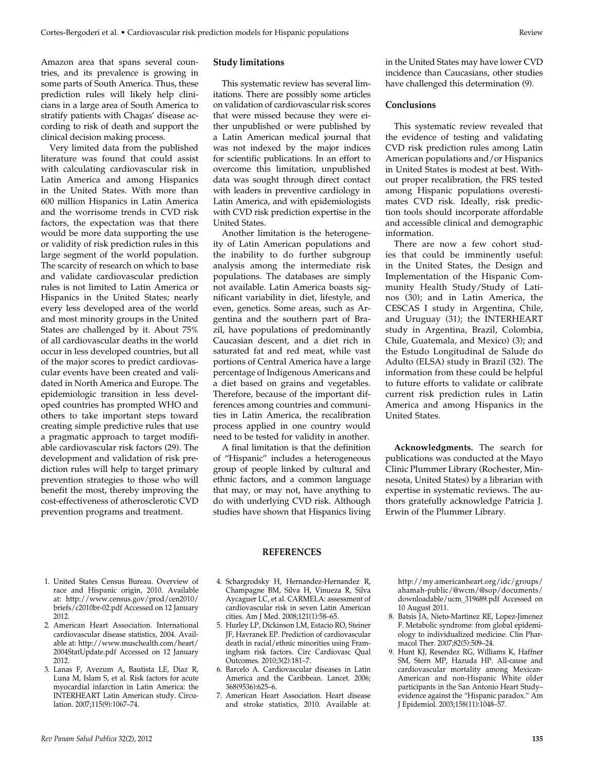Amazon area that spans several countries, and its prevalence is growing in some parts of South America. Thus, these prediction rules will likely help clinicians in a large area of South America to stratify patients with Chagas' disease according to risk of death and support the clinical decision making process.

Very limited data from the published literature was found that could assist with calculating cardiovascular risk in Latin America and among Hispanics in the United States. With more than 600 million Hispanics in Latin America and the worrisome trends in CVD risk factors, the expectation was that there would be more data supporting the use or validity of risk prediction rules in this large segment of the world population. The scarcity of research on which to base and validate cardiovascular prediction rules is not limited to Latin America or Hispanics in the United States; nearly every less developed area of the world and most minority groups in the United States are challenged by it. About 75% of all cardiovascular deaths in the world occur in less developed countries, but all of the major scores to predict cardiovascular events have been created and validated in North America and Europe. The epidemiologic transition in less developed countries has prompted WHO and others to take important steps toward creating simple predictive rules that use a pragmatic approach to target modifiable cardiovascular risk factors (29). The development and validation of risk prediction rules will help to target primary prevention strategies to those who will benefit the most, thereby improving the cost-effectiveness of atherosclerotic CVD prevention programs and treatment.

### Study limitations

This systematic review has several limitations. There are possibly some articles on validation of cardiovascular risk scores that were missed because they were either unpublished or were published by a Latin American medical journal that was not indexed by the major indices for scientific publications. In an effort to overcome this limitation, unpublished data was sought through direct contact with leaders in preventive cardiology in Latin America, and with epidemiologists with CVD risk prediction expertise in the United States.

Another limitation is the heterogeneity of Latin American populations and the inability to do further subgroup analysis among the intermediate risk populations. The databases are simply not available. Latin America boasts significant variability in diet, lifestyle, and even, genetics. Some areas, such as Argentina and the southern part of Brazil, have populations of predominantly Caucasian descent, and a diet rich in saturated fat and red meat, while vast portions of Central America have a large percentage of Indigenous Americans and a diet based on grains and vegetables. Therefore, because of the important differences among countries and communities in Latin America, the recalibration process applied in one country would need to be tested for validity in another.

A final limitation is that the definition of "Hispanic" includes a heterogeneous group of people linked by cultural and ethnic factors, and a common language that may, or may not, have anything to do with underlying CVD risk. Although studies have shown that Hispanics living in the United States may have lower CVD incidence than Caucasians, other studies have challenged this determination (9).

### Conclusions

This systematic review revealed that the evidence of testing and validating CVD risk prediction rules among Latin American populations and/or Hispanics in United States is modest at best. Without proper recalibration, the FRS tested among Hispanic populations overestimates CVD risk. Ideally, risk prediction tools should incorporate affordable and accessible clinical and demographic information.

There are now a few cohort studies that could be imminently useful: in the United States, the Design and Implementation of the Hispanic Community Health Study/Study of Latinos (30); and in Latin America, the CESCAS I study in Argentina, Chile, and Uruguay (31); the INTERHEART study in Argentina, Brazil, Colombia, Chile, Guatemala, and Mexico) (3); and the Estudo Longitudinal de Salude do Adulto (ELSA) study in Brazil (32). The information from these could be helpful to future efforts to validate or calibrate current risk prediction rules in Latin America and among Hispanics in the United States.

**Acknowledgments.** The search for publications was conducted at the Mayo Clinic Plummer Library (Rochester, Minnesota, United States) by a librarian with expertise in systematic reviews. The authors gratefully acknowledge Patricia J. Erwin of the Plummer Library.

## REFERENCES

1. United States Census Bureau. Overview of race and Hispanic origin, 2010. Available at: http://www.census.gov/prod/cen2010/briefs/c2010br-02.pdf Accessed on 12 January 2012.
2. American Heart Association. International cardiovascular disease statistics, 2004. Available at: http://www.muschealth.com/heart/2004StatUpdate.pdf Accessed on 12 January 2012.
3. Lanas F, Avezum A, Bautista LE, Diaz R, Luna M, Islam S, et al. Risk factors for acute myocardial infarction in Latin America: the INTERHEART Latin American study. Circulation. 2007;115(9):1067–74.
4. Schargrodsky H, Hernandez-Hernandez R, Champagne BM, Silva H, Vinueza R, Silva Aycaguer LC, et al. CARMELA: assessment of cardiovascular risk in seven Latin American cities. Am J Med. 2008;121(1):58–65.
5. Hurley LP, Dickinson LM, Estacio RO, Steiner JF, Havranek EP. Prediction of cardiovascular death in racial/ethnic minorities using Framingham risk factors. Circ Cardiovasc Qual Outcomes. 2010;3(2):181–7.
6. Barcelo A. Cardiovascular diseases in Latin America and the Caribbean. Lancet. 2006; 368(9536):625–6.
7. American Heart Association. Heart disease and stroke statistics, 2010. Available at: http://my.americanheart.org/idc/groups/ahamah-public/@wcm/@sop/documents/downloadable/ucm_319689.pdf Accessed on 10 August 2011.
8. Batsis JA, Nieto-Martinez RE, Lopez-Jimenez F. Metabolic syndrome: from global epidemiology to individualized medicine. Clin Pharmacol Ther. 2007;82(5):509–24.
9. Hunt KJ, Resendez RG, Williams K, Haffner SM, Stern MP, Hazuda HP. All-cause and cardiovascular mortality among Mexican-American and non-Hispanic White older participants in the San Antonio Heart Study–evidence against the "Hispanic paradox." Am J Epidemiol. 2003;158(11):1048–57.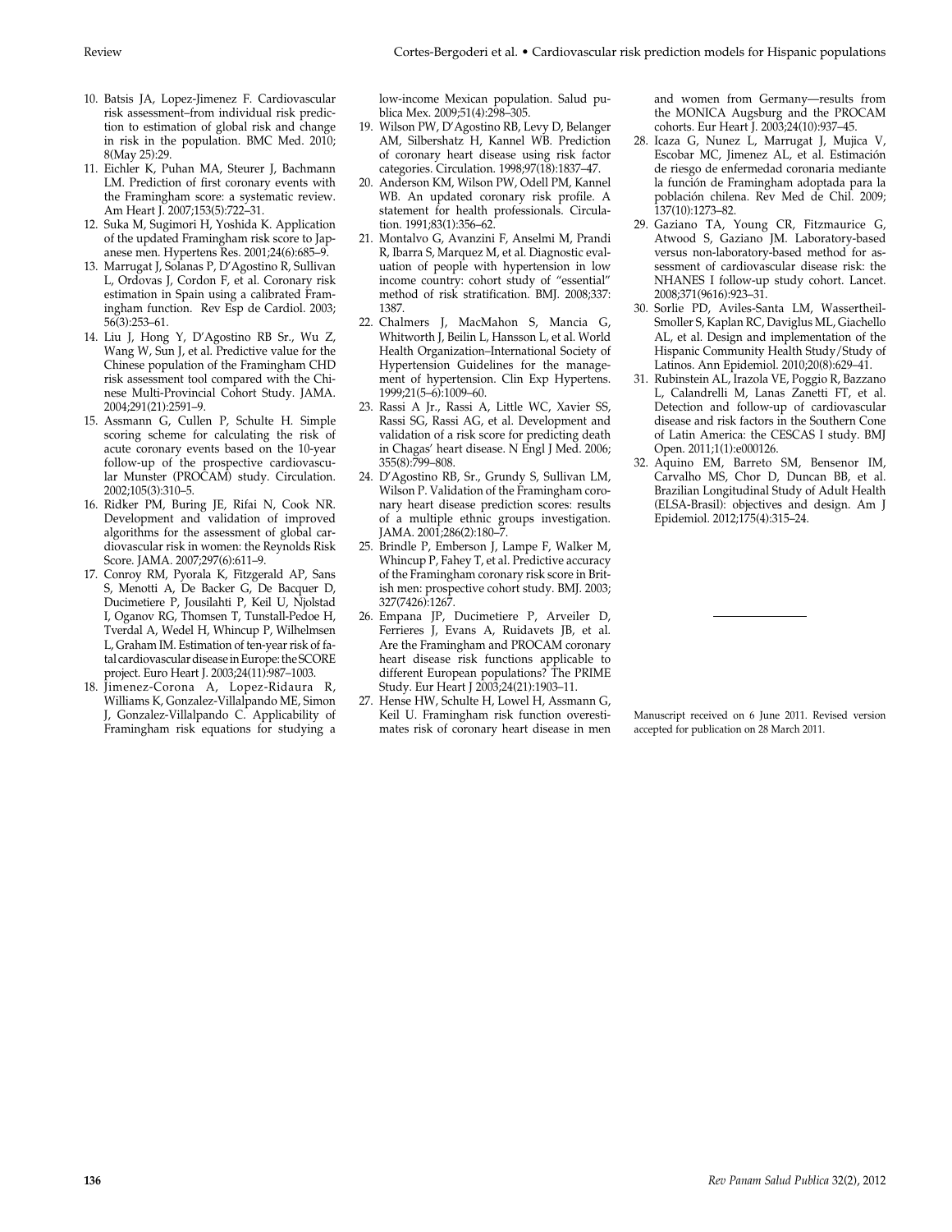10. Batsis JA, Lopez-Jimenez F. Cardiovascular risk assessment–from individual risk prediction to estimation of global risk and change in risk in the population. BMC Med. 2010; 8(May 25):29.
11. Eichler K, Puhan MA, Steurer J, Bachmann LM. Prediction of first coronary events with the Framingham score: a systematic review. Am Heart J. 2007;153(5):722–31.
12. Suka M, Sugimori H, Yoshida K. Application of the updated Framingham risk score to Japanese men. Hypertens Res. 2001;24(6):685–9.
13. Marrugat J, Solanas P, D'Agostino R, Sullivan L, Ordovas J, Cordon F, et al. Coronary risk estimation in Spain using a calibrated Framingham function. Rev Esp de Cardiol. 2003; 56(3):253–61.
14. Liu J, Hong Y, D'Agostino RB Sr., Wu Z, Wang W, Sun J, et al. Predictive value for the Chinese population of the Framingham CHD risk assessment tool compared with the Chinese Multi-Provincial Cohort Study. JAMA. 2004;291(21):2591–9.
15. Assmann G, Cullen P, Schulte H. Simple scoring scheme for calculating the risk of acute coronary events based on the 10-year follow-up of the prospective cardiovascular Munster (PROCAM) study. Circulation. 2002;105(3):310–5.
16. Ridker PM, Buring JE, Rifai N, Cook NR. Development and validation of improved algorithms for the assessment of global cardiovascular risk in women: the Reynolds Risk Score. JAMA. 2007;297(6):611–9.
17. Conroy RM, Pyorala K, Fitzgerald AP, Sans S, Menotti A, De Backer G, De Bacquer D, Ducimetiere P, Jousilahti P, Keil U, Njolstad I, Oganov RG, Thomsen T, Tunstall-Pedoe H, Tverdal A, Wedel H, Whincup P, Wilhelmsen L, Graham IM. Estimation of ten-year risk of fatal cardiovascular disease in Europe: the SCORE project. Euro Heart J. 2003;24(11):987–1003.
18. Jimenez-Corona A, Lopez-Ridaura R, Williams K, Gonzalez-Villalpando ME, Simon J, Gonzalez-Villalpando C. Applicability of Framingham risk equations for studying a low-income Mexican population. Salud publica Mex. 2009;51(4):298–305.
19. Wilson PW, D'Agostino RB, Levy D, Belanger AM, Silbershatz H, Kannel WB. Prediction of coronary heart disease using risk factor categories. Circulation. 1998;97(18):1837–47.
20. Anderson KM, Wilson PW, Odell PM, Kannel WB. An updated coronary risk profile. A statement for health professionals. Circulation. 1991;83(1):356–62.
21. Montalvo G, Avanzini F, Anselmi M, Prandi R, Ibarra S, Marquez M, et al. Diagnostic evaluation of people with hypertension in low income country: cohort study of "essential" method of risk stratification. BMJ. 2008;337: 1387.
22. Chalmers J, MacMahon S, Mancia G, Whitworth J, Beilin L, Hansson L, et al. World Health Organization–International Society of Hypertension Guidelines for the management of hypertension. Clin Exp Hypertens. 1999;21(5–6):1009–60.
23. Rassi A Jr., Rassi A, Little WC, Xavier SS, Rassi SG, Rassi AG, et al. Development and validation of a risk score for predicting death in Chagas' heart disease. N Engl J Med. 2006; 355(8):799–808.
24. D'Agostino RB, Sr., Grundy S, Sullivan LM, Wilson P. Validation of the Framingham coronary heart disease prediction scores: results of a multiple ethnic groups investigation. JAMA. 2001;286(2):180–7.
25. Brindle P, Emberson J, Lampe F, Walker M, Whincup P, Fahey T, et al. Predictive accuracy of the Framingham coronary risk score in British men: prospective cohort study. BMJ. 2003; 327(7426):1267.
26. Empana JP, Ducimetiere P, Arveiler D, Ferrieres J, Evans A, Ruidavets JB, et al. Are the Framingham and PROCAM coronary heart disease risk functions applicable to different European populations? The PRIME Study. Eur Heart J 2003;24(21):1903–11.
27. Hense HW, Schulte H, Lowel H, Assmann G, Keil U. Framingham risk function overestimates risk of coronary heart disease in men and women from Germany—results from the MONICA Augsburg and the PROCAM cohorts. Eur Heart J. 2003;24(10):937–45.
28. Icaza G, Nunez L, Marrugat J, Mujica V, Escobar MC, Jimenez AL, et al. Estimación de riesgo de enfermedad coronaria mediante la función de Framingham adoptada para la población chilena. Rev Med de Chil. 2009; 137(10):1273–82.
29. Gaziano TA, Young CR, Fitzmaurice G, Atwood S, Gaziano JM. Laboratory-based versus non-laboratory-based method for assessment of cardiovascular disease risk: the NHANES I follow-up study cohort. Lancet. 2008;371(9616):923–31.
30. Sorlie PD, Aviles-Santa LM, Wassertheil-Smoller S, Kaplan RC, Daviglus ML, Giachello AL, et al. Design and implementation of the Hispanic Community Health Study/Study of Latinos. Ann Epidemiol. 2010;20(8):629–41.
31. Rubinstein AL, Irazola VE, Poggio R, Bazzano L, Calandrelli M, Lanas Zanetti FT, et al. Detection and follow-up of cardiovascular disease and risk factors in the Southern Cone of Latin America: the CESCAS I study. BMJ Open. 2011;1(1):e000126.
32. Aquino EM, Barreto SM, Bensenor IM, Carvalho MS, Chor D, Duncan BB, et al. Brazilian Longitudinal Study of Adult Health (ELSA-Brasil): objectives and design. Am J Epidemiol. 2012;175(4):315–24.

---

Manuscript received on 6 June 2011. Revised version accepted for publication on 28 March 2011.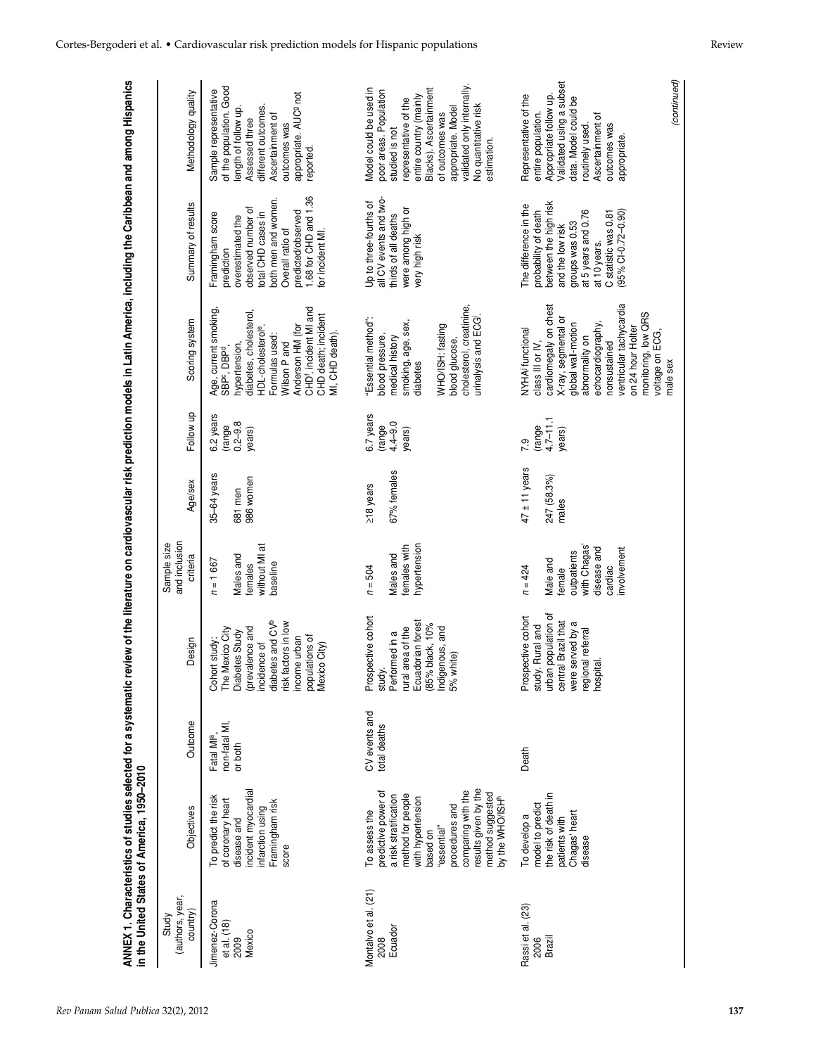**ANNEX 1. Characteristics of studies selected for a systematic review of the literature on cardiovascular risk prediction models in Latin America, including the Caribbean and among Hispanics in the United States of America, 1950–2010**

| Study (authors, year, country) | Objectives | Outcome | Design | Sample size and inclusion criteria | Age/sex | Follow up | Scoring system | Summary of results | Methodology quality |
|---|---|---|---|---|---|---|---|---|---|
| Jimenez-Corona et al. (18) 2009 Mexico | To predict the risk of coronary heart disease and incident myocardial infarction using Framingham risk score | Fatal MI[a], non-fatal MI, or both | Cohort study: The Mexico City Diabetes Study (prevalence and incidence of diabetes and CV[b] risk factors in low income urban populations of Mexico City) | n = 1 667 Males and females without MI at baseline | 35–64 years 681 men 986 women | 6.2 years (range 0.2–9.8 years) | Age, current smoking, SBP[c], DBP[d], hypertension, diabetes, cholesterol, HDL-cholesterol[e]. Formulas used: Wilson P and Anderson HM (for CHD[f], incident MI and CHD death; incident MI, CHD death). | Framingham score prediction overestimated the observed number of total CHD cases in both men and women. Overall ratio of predicted/observed 1.68 for CHD and 1.36 for incident MI. | Sample representative of the population. Good length of follow up. Assessed three different outcomes. Ascertainment of outcomes was appropriate. AUC[g] not reported. |
| Montalvo et al. (21) 2008 Ecuador | To assess the predictive power of a risk stratification method for people with hypertension based on "essential" procedures and comparing with the results given by the method suggested by the WHO/ISH[h] | CV events and total deaths | Prospective cohort study. Performed in a rural area of the Ecuadorian forest (85% black, 10% Indigenous, and 5% white) | n = 504 Males and females with hypertension | ≥18 years 67% females | 6.7 years (range 4.4–9.0 years) | "Essential method": blood pressure, medical history smoking, age, sex, diabetes<br><br>WHO/ISH: fasting blood glucose, cholesterol, creatinine, urinalysis and ECG[i]. | Up to three-fourths of all CV events and two-thirds of all deaths were among high or very high risk | Model could be used in poor areas. Population studied is not representative of the entire country (mainly Blacks). Ascertainment of outcomes was appropriate. Model validated only internally. No quantitative risk estimation. |
| Rassi et al. (23) 2006 Brazil | To develop a model to predict the risk of death in patients with Chagas' heart disease | Death | Prospective cohort study. Rural and urban population of central Brazil that were served by a regional referral hospital. | n = 424 Male and female outpatients with Chagas' disease and cardiac involvement | 47 ± 11 years 247 (58.3%) males | 7.9 (range 4.7–11.1 years) | NYHA[j] functional class III or IV, cardiomegaly on chest X-ray, segmental or global wall-motion abnormality on echocardiography, nonsustained ventricular tachycardia on 24 hour Holter monitoring, low QRS voltage on ECG, male sex | The difference in the probability of death between the high risk and the low risk groups was 0.53 at 5 years and 0.76 at 10 years. C statistic was 0.81 (95% CI 0.72–0.90) | Representative of the entire population. Appropriate follow up. Validated using a subset data. Model could be routinely used. Ascertainment of outcomes was appropriate. |

(continued)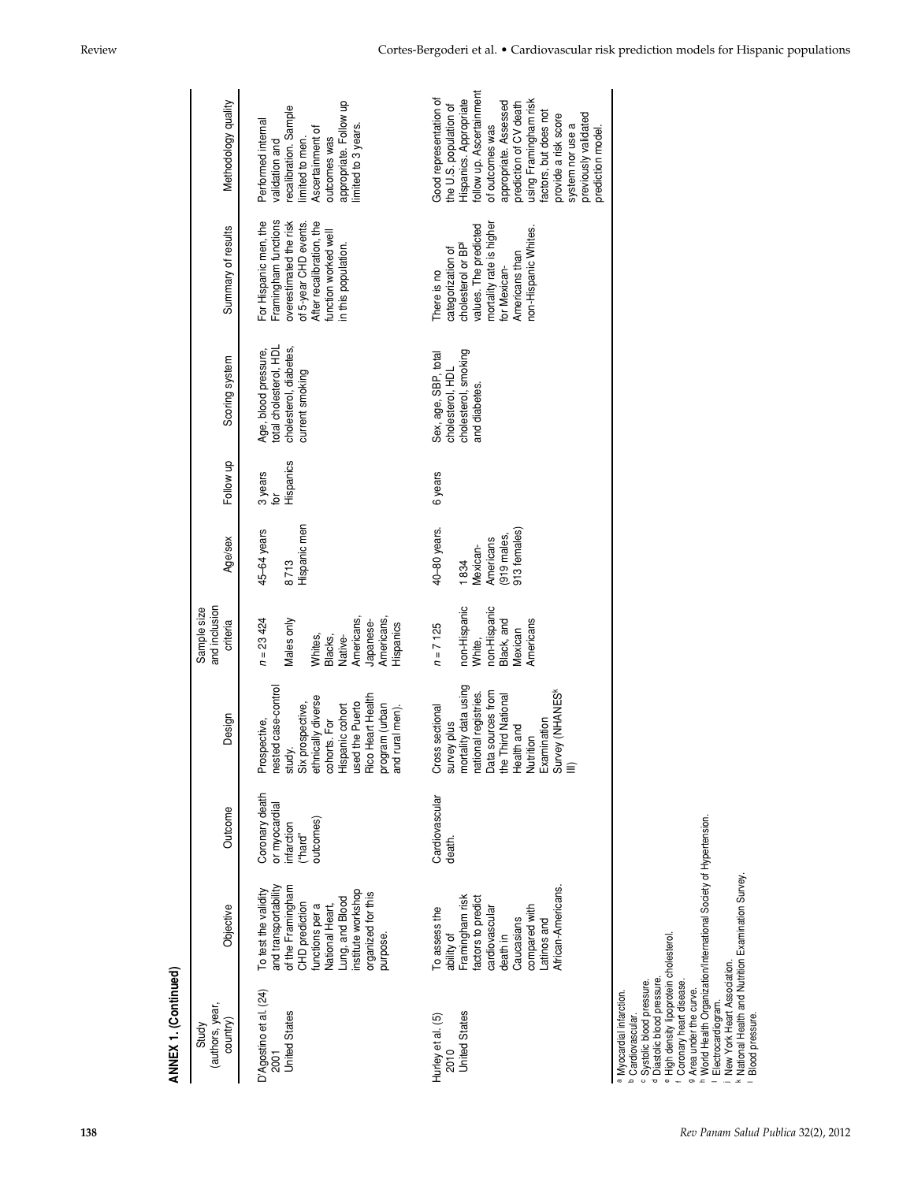**ANNEX 1. (Continued)**

| Study (authors, year, country) | Objective | Outcome | Design | Sample size and inclusion criteria | Age/sex | Follow up | Scoring system | Summary of results | Methodology quality |
|---|---|---|---|---|---|---|---|---|---|
| D'Agostino et al. (24) 2001 United States | To test the validity and transportability of the Framingham CHD prediction functions per a National Heart, Lung, and Blood institute workshop organized for this purpose. | Coronary death or myocardial infarction ("hard" outcomes) | Prospective, nested case-control study. Six prospective, ethnically diverse cohorts. For Hispanic cohort used the Puerto Rico Heart Health program (urban and rural men). | $n = 23\,424$ Males only Whites, Blacks, Native-Americans, Japanese-Americans, Hispanics | 45–64 years 8 713 Hispanic men | 3 years for Hispanics | Age, blood pressure, total cholesterol, HDL cholesterol, diabetes, current smoking | For Hispanic men, the Framingham functions overestimated the risk of 5-year CHD events. After recalibration, the function worked well in this population. | Performed internal validation and recalibration. Sample limited to men. Ascertainment of outcomes was appropriate. Follow up limited to 3 years. |
| Hurley et al. (5) 2010 United States | To assess the ability of Framingham risk factors to predict cardiovascular death in Caucasians compared with Latinos and African-Americans. | Cardiovascular death. | Cross sectional survey plus mortality data using national registries. Data sources from the Third National Health and Nutrition Examination Survey (NHANES[k] III) | $n = 7\,125$ non-Hispanic White, non-Hispanic Black, and Mexican Americans | 40–80 years. 1 834 Mexican-Americans (919 males, 913 females) | 6 years | Sex, age, SBP, total cholesterol, HDL cholesterol, smoking and diabetes. | There is no categorization of cholesterol or BP[l] values. The predicted mortality rate is higher for Mexican-Americans than non-Hispanic Whites. | Good representation of the U.S. population of Hispanics. Appropriate follow up. Ascertainment of outcomes was appropriate. Assessed prediction of CV death using Framingham risk factors, but does not provide a risk score system nor use a previously validated prediction model. |

[a] Myocardial infarction.
[b] Cardiovascular.
[c] Systolic blood pressure.
[d] Diastolic blood pressure.
[e] High density lipoprotein cholesterol.
[f] Coronary heart disease.
[g] Area under the curve.
[h] World Health Organization/International Society of Hypertension.
[i] Electrocardiogram.
[j] New York Heart Association.
[k] National Health and Nutrition Examination Survey.
[l] Blood pressure.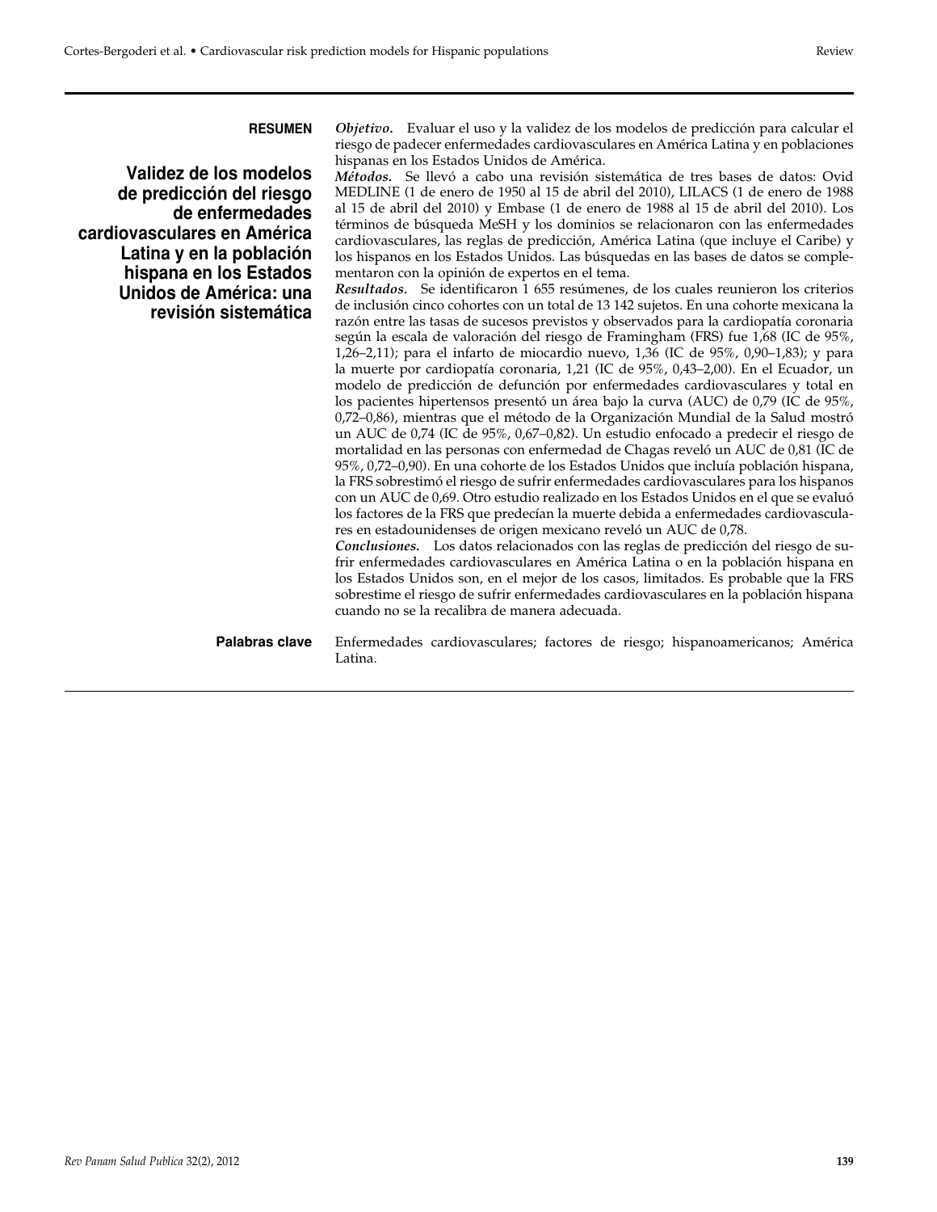## RESUMEN

### Validez de los modelos de predicción del riesgo de enfermedades cardiovasculares en América Latina y en la población hispana en los Estados Unidos de América: una revisión sistemática

***Objetivo.*** Evaluar el uso y la validez de los modelos de predicción para calcular el riesgo de padecer enfermedades cardiovasculares en América Latina y en poblaciones hispanas en los Estados Unidos de América.

***Métodos.*** Se llevó a cabo una revisión sistemática de tres bases de datos: Ovid MEDLINE (1 de enero de 1950 al 15 de abril del 2010), LILACS (1 de enero de 1988 al 15 de abril del 2010) y Embase (1 de enero de 1988 al 15 de abril del 2010). Los términos de búsqueda MeSH y los dominios se relacionaron con las enfermedades cardiovasculares, las reglas de predicción, América Latina (que incluye el Caribe) y los hispanos en los Estados Unidos. Las búsquedas en las bases de datos se complementaron con la opinión de expertos en el tema.

***Resultados.*** Se identificaron 1 655 resúmenes, de los cuales reunieron los criterios de inclusión cinco cohortes con un total de 13 142 sujetos. En una cohorte mexicana la razón entre las tasas de sucesos previstos y observados para la cardiopatía coronaria según la escala de valoración del riesgo de Framingham (FRS) fue 1,68 (IC de 95%, 1,26–2,11); para el infarto de miocardio nuevo, 1,36 (IC de 95%, 0,90–1,83); y para la muerte por cardiopatía coronaria, 1,21 (IC de 95%, 0,43–2,00). En el Ecuador, un modelo de predicción de defunción por enfermedades cardiovasculares y total en los pacientes hipertensos presentó un área bajo la curva (AUC) de 0,79 (IC de 95%, 0,72–0,86), mientras que el método de la Organización Mundial de la Salud mostró un AUC de 0,74 (IC de 95%, 0,67–0,82). Un estudio enfocado a predecir el riesgo de mortalidad en las personas con enfermedad de Chagas reveló un AUC de 0,81 (IC de 95%, 0,72–0,90). En una cohorte de los Estados Unidos que incluía población hispana, la FRS sobrestimó el riesgo de sufrir enfermedades cardiovasculares para los hispanos con un AUC de 0,69. Otro estudio realizado en los Estados Unidos en el que se evaluó los factores de la FRS que predecían la muerte debida a enfermedades cardiovasculares en estadounidenses de origen mexicano reveló un AUC de 0,78.

***Conclusiones.*** Los datos relacionados con las reglas de predicción del riesgo de sufrir enfermedades cardiovasculares en América Latina o en la población hispana en los Estados Unidos son, en el mejor de los casos, limitados. Es probable que la FRS sobrestime el riesgo de sufrir enfermedades cardiovasculares en la población hispana cuando no se la recalibra de manera adecuada.

**Palabras clave** Enfermedades cardiovasculares; factores de riesgo; hispanoamericanos; América Latina.